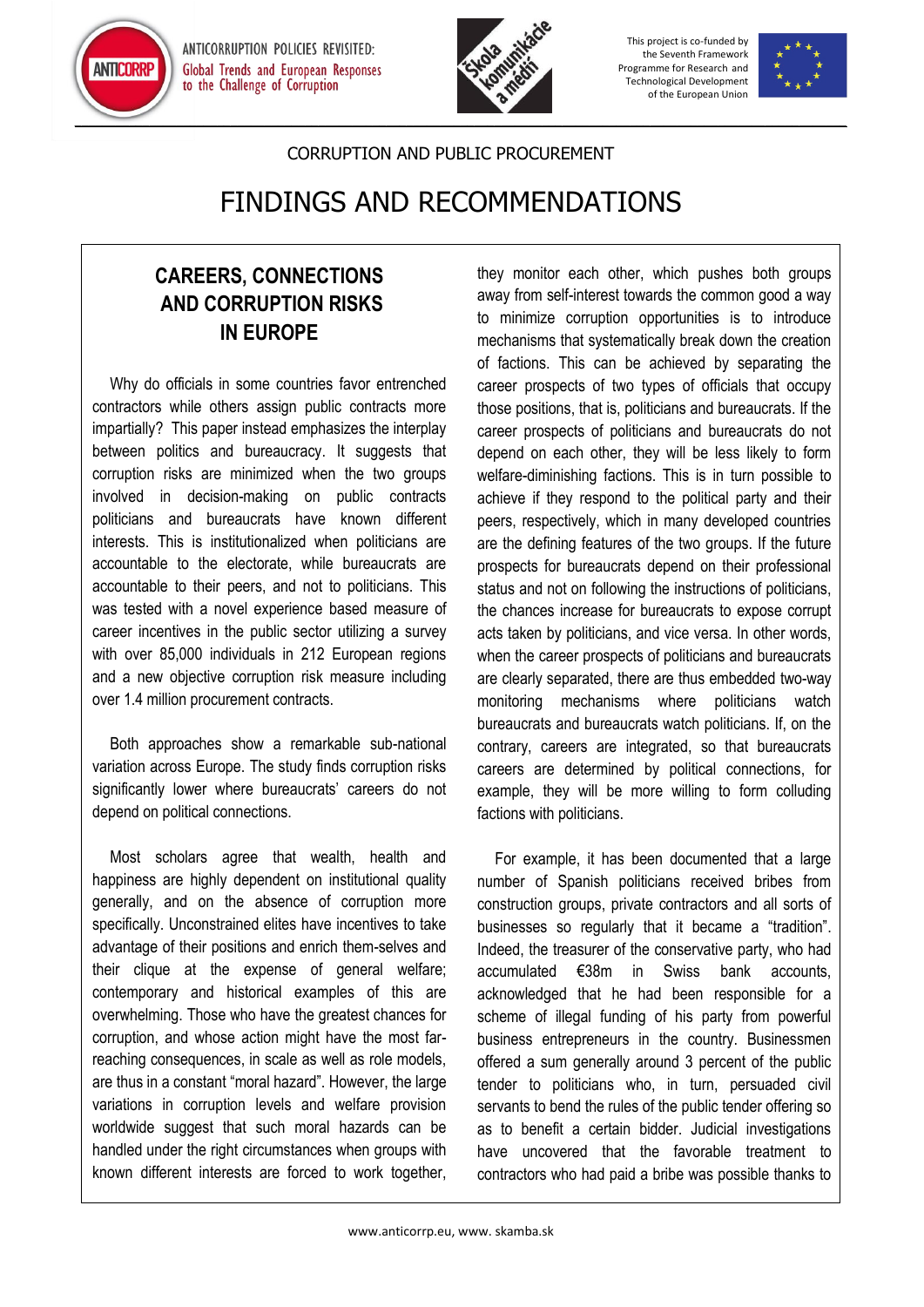CORRUPTION AND PUBLIC PROCUREMENT

# FINDINGS AND RECOMMENDATIONS

## CAREERS, CONNECTIONS AND CORRUPTION RISKS IN EUROPE

Why do officials in some countries favor entrenched contractors while others assign public contracts more impartially? This paper instead emphasizes the interplay between politics and bureaucracy. It suggests that corruption risks are minimized when the two groups involved in decision-making on public contracts politicians and bureaucrats have known different interests. This is institutionalized when politicians are accountable to the electorate, while bureaucrats are accountable to their peers, and not to politicians. This was tested with a novel experience based measure of career incentives in the public sector utilizing a survey with over 85,000 individuals in 212 European regions and a new objective corruption risk measure including over 1.4 million procurement contracts.

Both approaches show a remarkable sub-national variation across Europe. The study finds corruption risks significantly lower where bureaucrats' careers do not depend on political connections.

Most scholars agree that wealth, health and happiness are highly dependent on institutional quality generally, and on the absence of corruption more specifically. Unconstrained elites have incentives to take advantage of their positions and enrich them-selves and their clique at the expense of general welfare; contemporary and historical examples of this are overwhelming. Those who have the greatest chances for corruption, and whose action might have the most far-reaching consequences, in scale as well as role models, are thus in a constant "moral hazard". However, the large variations in corruption levels and welfare provision worldwide suggest that such moral hazards can be handled under the right circumstances when groups with known different interests are forced to work together, they monitor each other, which pushes both groups away from self-interest towards the common good a way to minimize corruption opportunities is to introduce mechanisms that systematically break down the creation of factions. This can be achieved by separating the career prospects of two types of officials that occupy those positions, that is, politicians and bureaucrats. If the career prospects of politicians and bureaucrats do not depend on each other, they will be less likely to form welfare-diminishing factions. This is in turn possible to achieve if they respond to the political party and their peers, respectively, which in many developed countries are the defining features of the two groups. If the future prospects for bureaucrats depend on their professional status and not on following the instructions of politicians, the chances increase for bureaucrats to expose corrupt acts taken by politicians, and vice versa. In other words, when the career prospects of politicians and bureaucrats are clearly separated, there are thus embedded two-way monitoring mechanisms where politicians watch bureaucrats and bureaucrats watch politicians. If, on the contrary, careers are integrated, so that bureaucrats careers are determined by political connections, for example, they will be more willing to form colluding factions with politicians.

For example, it has been documented that a large number of Spanish politicians received bribes from construction groups, private contractors and all sorts of businesses so regularly that it became a "tradition". Indeed, the treasurer of the conservative party, who had accumulated €38m in Swiss bank accounts, acknowledged that he had been responsible for a scheme of illegal funding of his party from powerful business entrepreneurs in the country. Businessmen offered a sum generally around 3 percent of the public tender to politicians who, in turn, persuaded civil servants to bend the rules of the public tender offering so as to benefit a certain bidder. Judicial investigations have uncovered that the favorable treatment to contractors who had paid a bribe was possible thanks to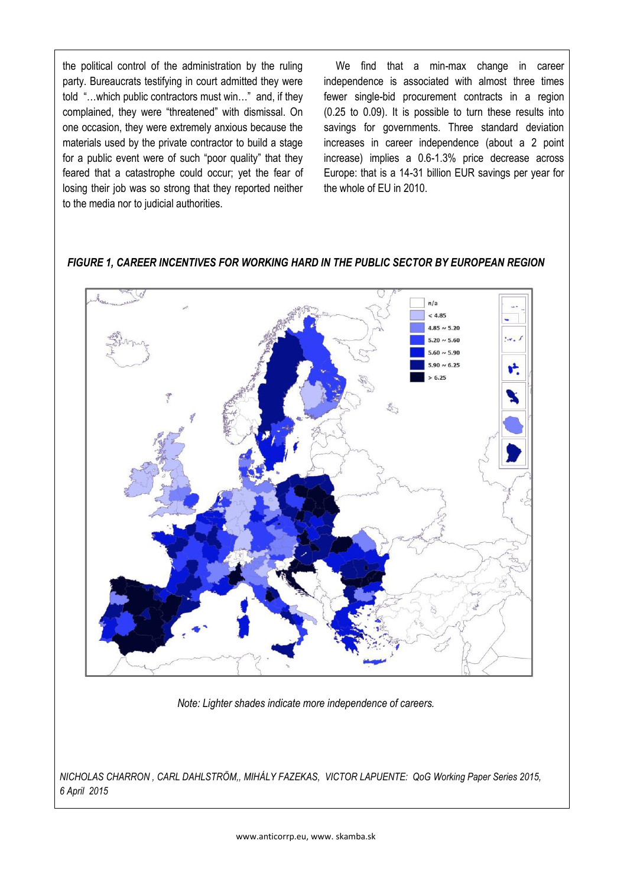the political control of the administration by the ruling party. Bureaucrats testifying in court admitted they were told "…which public contractors must win…" and, if they complained, they were "threatened" with dismissal. On one occasion, they were extremely anxious because the materials used by the private contractor to build a stage for a public event were of such "poor quality" that they feared that a catastrophe could occur; yet the fear of losing their job was so strong that they reported neither to the media nor to judicial authorities.

We find that a min-max change in career independence is associated with almost three times fewer single-bid procurement contracts in a region (0.25 to 0.09). It is possible to turn these results into savings for governments. Three standard deviation increases in career independence (about a 2 point increase) implies a 0.6-1.3% price decrease across Europe: that is a 14-31 billion EUR savings per year for the whole of EU in 2010.

***FIGURE 1, CAREER INCENTIVES FOR WORKING HARD IN THE PUBLIC SECTOR BY EUROPEAN REGION***

n/a
< 4.85
4.85 ~ 5.20
5.20 ~ 5.60
5.60 ~ 5.90
5.90 ~ 6.25
> 6.25

*Note: Lighter shades indicate more independence of careers.*

*NICHOLAS CHARRON , CARL DAHLSTRÖM,, MIHÁLY FAZEKAS, VICTOR LAPUENTE: QoG Working Paper Series 2015, 6 April 2015*